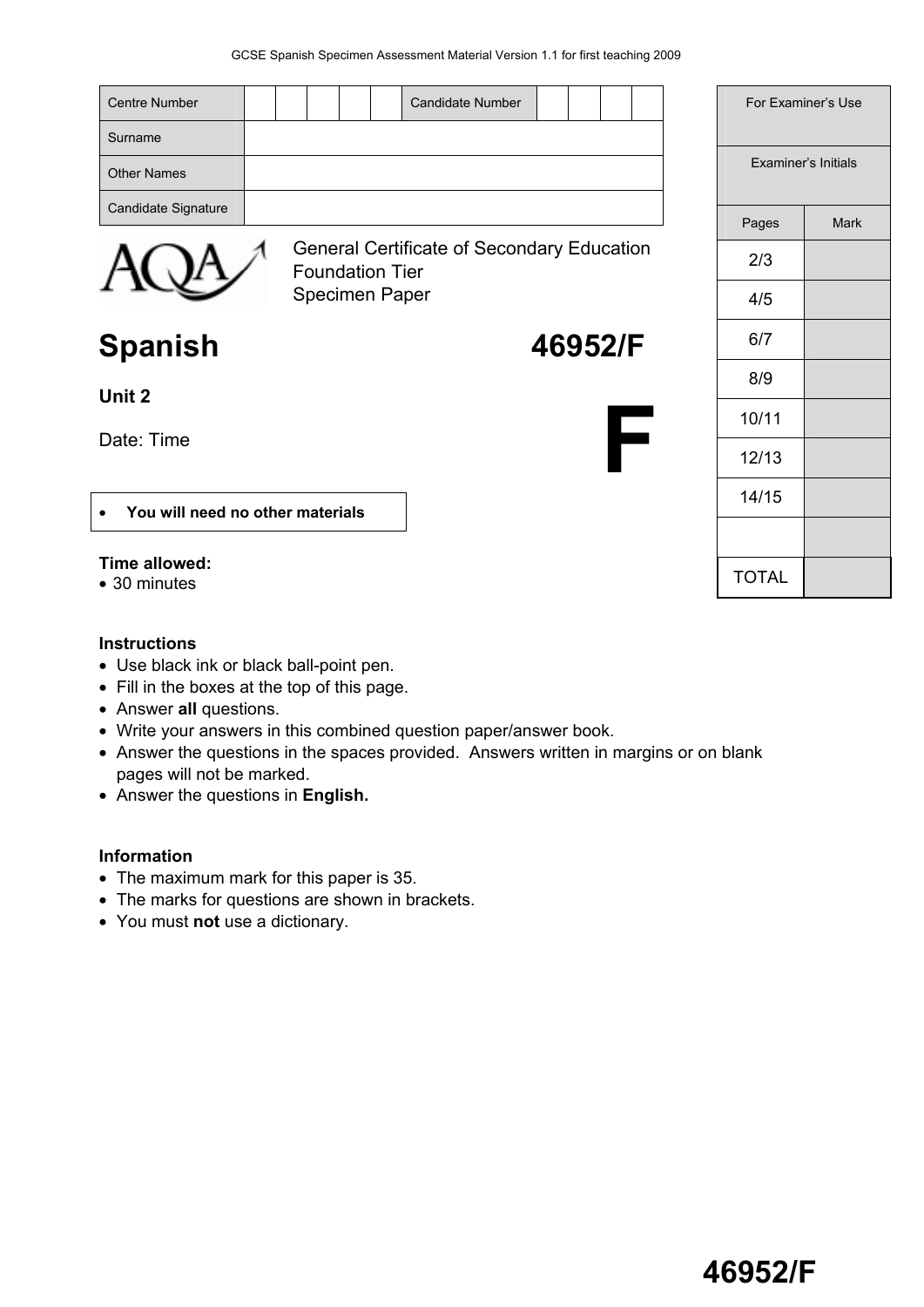GCSE Spanish Specimen Assessment Material Version 1.1 for first teaching 2009

| Centre Number | | | | | | Candidate Number | | | | |
|---|---|---|---|---|---|---|---|---|---|---|
| Surname | | | | | | | | | | |
| Other Names | | | | | | | | | | |
| Candidate Signature | | | | | | | | | | |

| For Examiner's Use | |
|---|---|
| Examiner's Initials | |
| Pages | Mark |
| 2/3 | |
| 4/5 | |
| 6/7 | |
| 8/9 | |
| 10/11 | |
| 12/13 | |
| 14/15 | |
| | |
| TOTAL | |

AQA

General Certificate of Secondary Education
Foundation Tier
Specimen Paper

# Spanish 46952/F

## Unit 2

Date: Time

**F**

- **You will need no other materials**

**Time allowed:**
- 30 minutes

**Instructions**
- Use black ink or black ball-point pen.
- Fill in the boxes at the top of this page.
- Answer **all** questions.
- Write your answers in this combined question paper/answer book.
- Answer the questions in the spaces provided. Answers written in margins or on blank pages will not be marked.
- Answer the questions in **English.**

**Information**
- The maximum mark for this paper is 35.
- The marks for questions are shown in brackets.
- You must **not** use a dictionary.

**46952/F**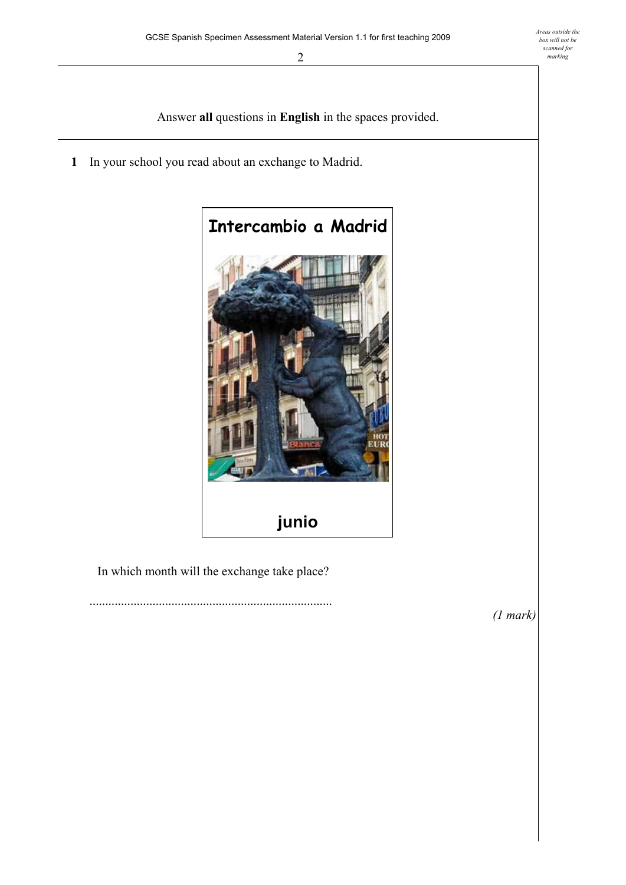Answer **all** questions in **English** in the spaces provided.

**1** In your school you read about an exchange to Madrid.

**Intercambio a Madrid**

**junio**

In which month will the exchange take place?

............................................................................

*(1 mark)*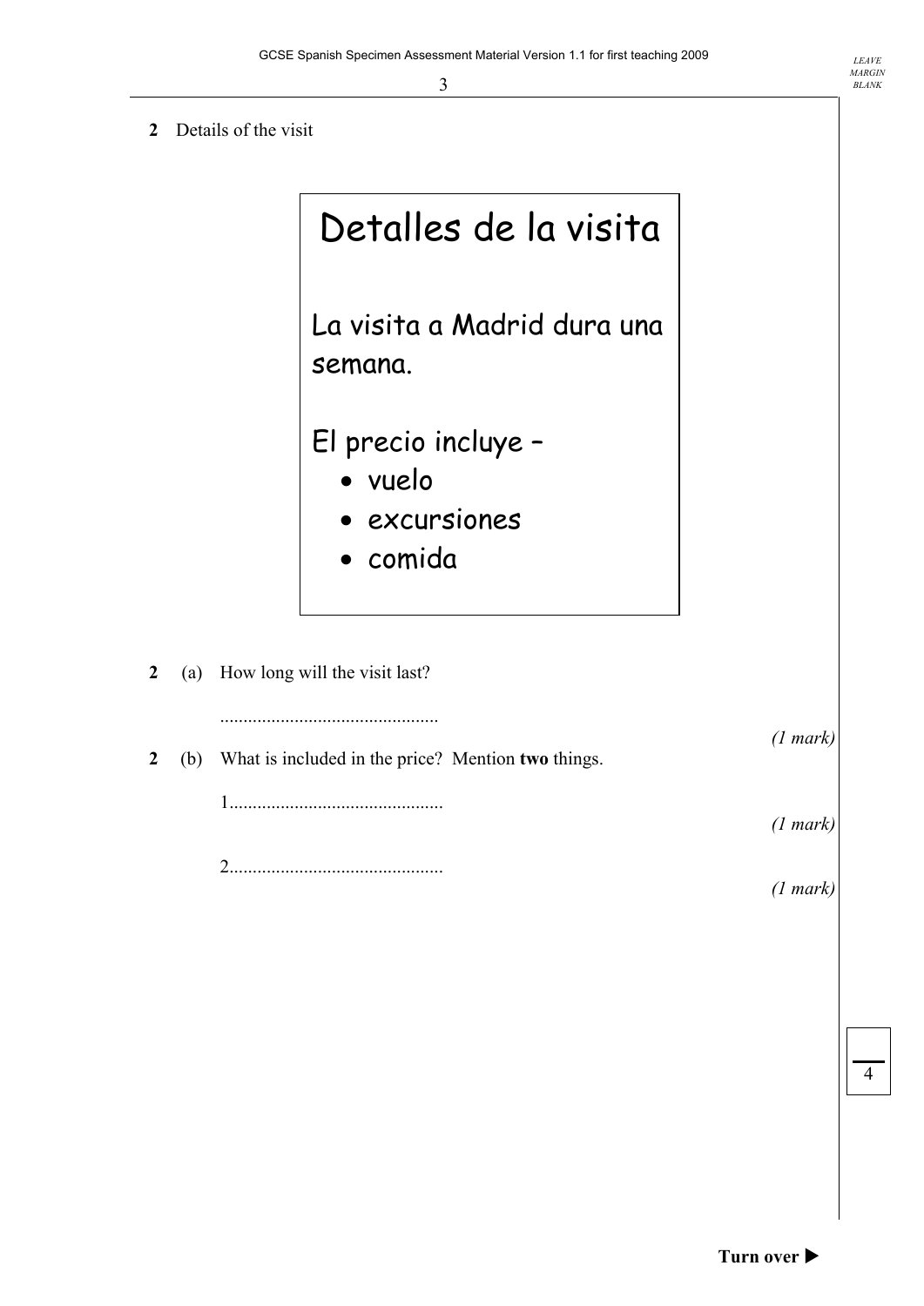**2** Details of the visit

> # Detalles de la visita
>
> La visita a Madrid dura una semana.
>
> El precio incluye –
> - vuelo
> - excursiones
> - comida

**2** (a) How long will the visit last?

...............................................

*(1 mark)*

**2** (b) What is included in the price? Mention **two** things.

1.............................................

*(1 mark)*

2.............................................

*(1 mark)*

4

**Turn over ▶**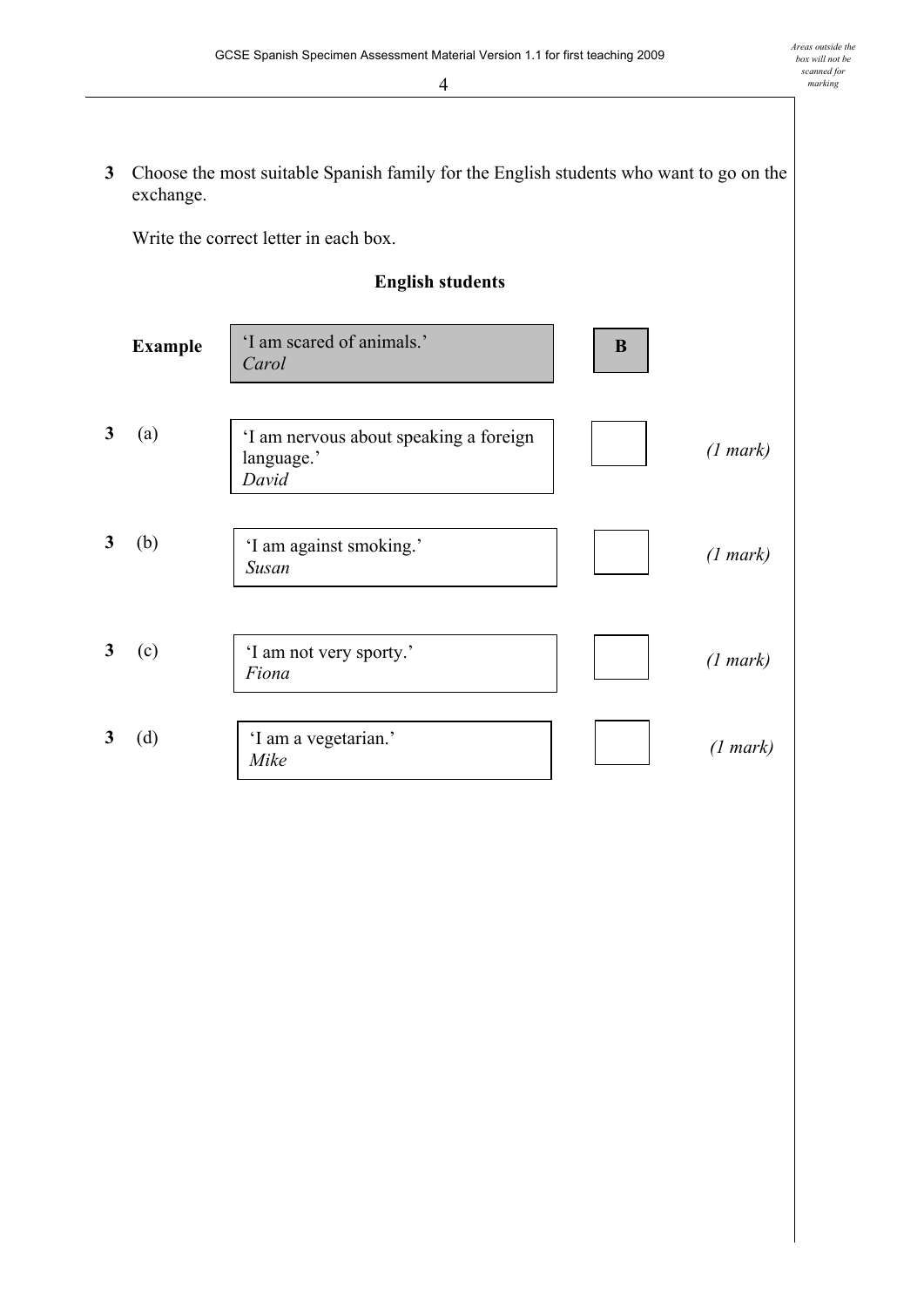**3** Choose the most suitable Spanish family for the English students who want to go on the exchange.

Write the correct letter in each box.

**English students**

| | | Student | Answer | Marks |
|---|---|---|---|---|
| **Example** | | 'I am scared of animals.' *Carol* | **B** | |
| **3** | (a) | 'I am nervous about speaking a foreign language.' *David* | | *(1 mark)* |
| **3** | (b) | 'I am against smoking.' *Susan* | | *(1 mark)* |
| **3** | (c) | 'I am not very sporty.' *Fiona* | | *(1 mark)* |
| **3** | (d) | 'I am a vegetarian.' *Mike* | | *(1 mark)* |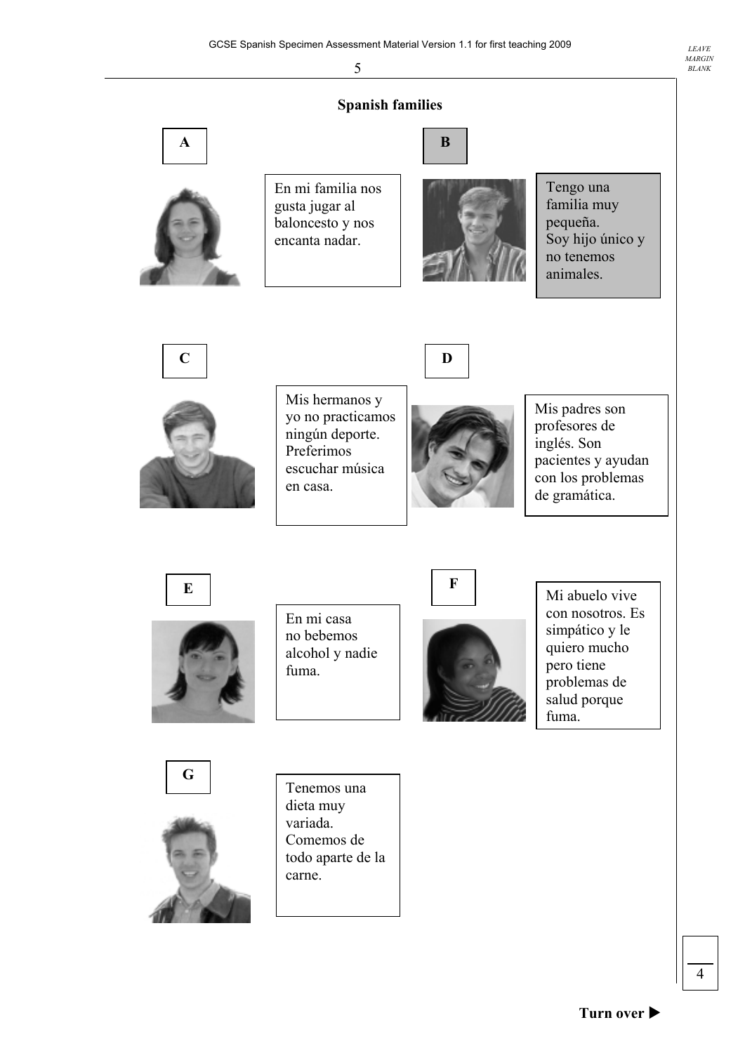## Spanish families

**A**

En mi familia nos gusta jugar al baloncesto y nos encanta nadar.

**B**

Tengo una familia muy pequeña.
Soy hijo único y no tenemos animales.

**C**

Mis hermanos y yo no practicamos ningún deporte. Preferimos escuchar música en casa.

**D**

Mis padres son profesores de inglés. Son pacientes y ayudan con los problemas de gramática.

**E**

En mi casa no bebemos alcohol y nadie fuma.

**F**

Mi abuelo vive con nosotros. Es simpático y le quiero mucho pero tiene problemas de salud porque fuma.

**G**

Tenemos una dieta muy variada. Comemos de todo aparte de la carne.

**Turn over ▶**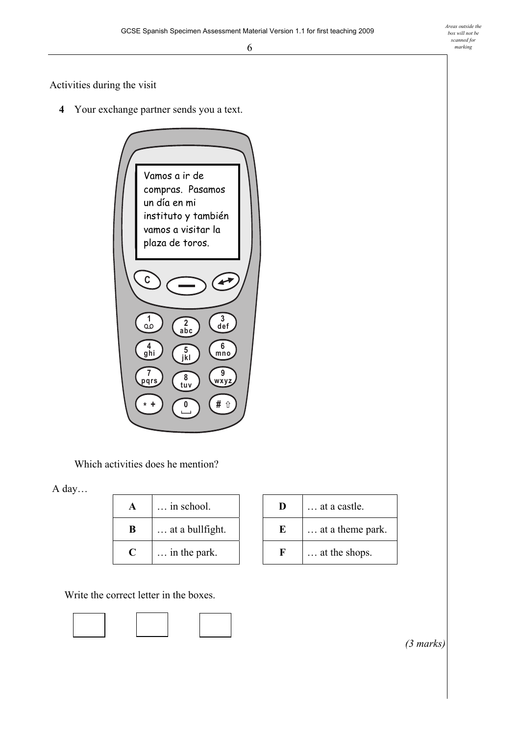Activities during the visit

**4** Your exchange partner sends you a text.

Vamos a ir de compras. Pasamos un día en mi instituto y también vamos a visitar la plaza de toros.

Which activities does he mention?

A day…

| | |
|---|---|
| **A** | … in school. |
| **B** | … at a bullfight. |
| **C** | … in the park. |

| | |
|---|---|
| **D** | … at a castle. |
| **E** | … at a theme park. |
| **F** | … at the shops. |

Write the correct letter in the boxes.

☐ ☐ ☐

*(3 marks)*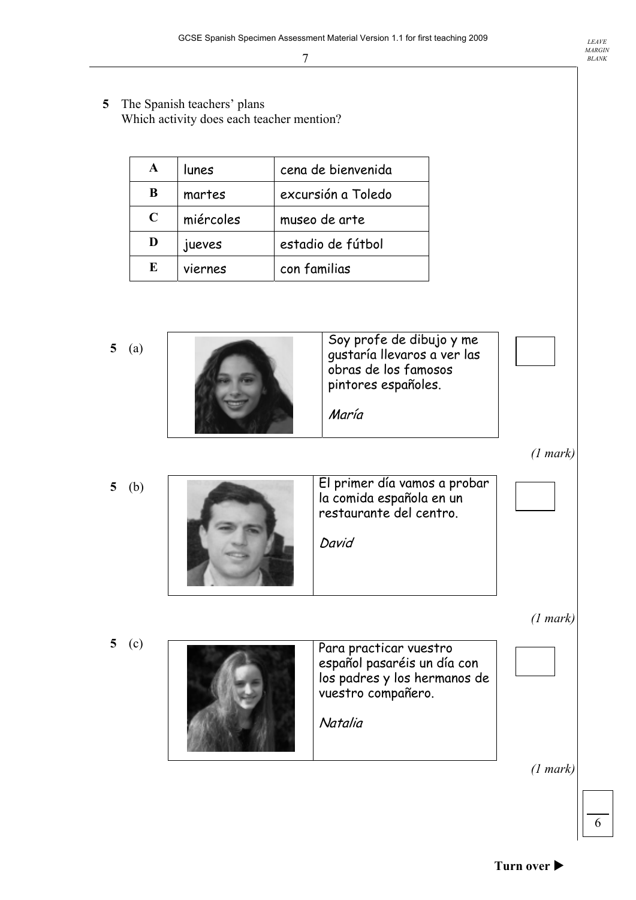**5** The Spanish teachers' plans
Which activity does each teacher mention?

| | | |
|---|---|---|
| **A** | lunes | cena de bienvenida |
| **B** | martes | excursión a Toledo |
| **C** | miércoles | museo de arte |
| **D** | jueves | estadio de fútbol |
| **E** | viernes | con familias |

**5 (a)**

Soy profe de dibujo y me gustaría llevaros a ver las obras de los famosos pintores españoles.

*María*

☐

*(1 mark)*

**5 (b)**

El primer día vamos a probar la comida española en un restaurante del centro.

*David*

☐

*(1 mark)*

**5 (c)**

Para practicar vuestro español pasaréis un día con los padres y los hermanos de vuestro compañero.

*Natalia*

☐

*(1 mark)*

**Turn over ▶**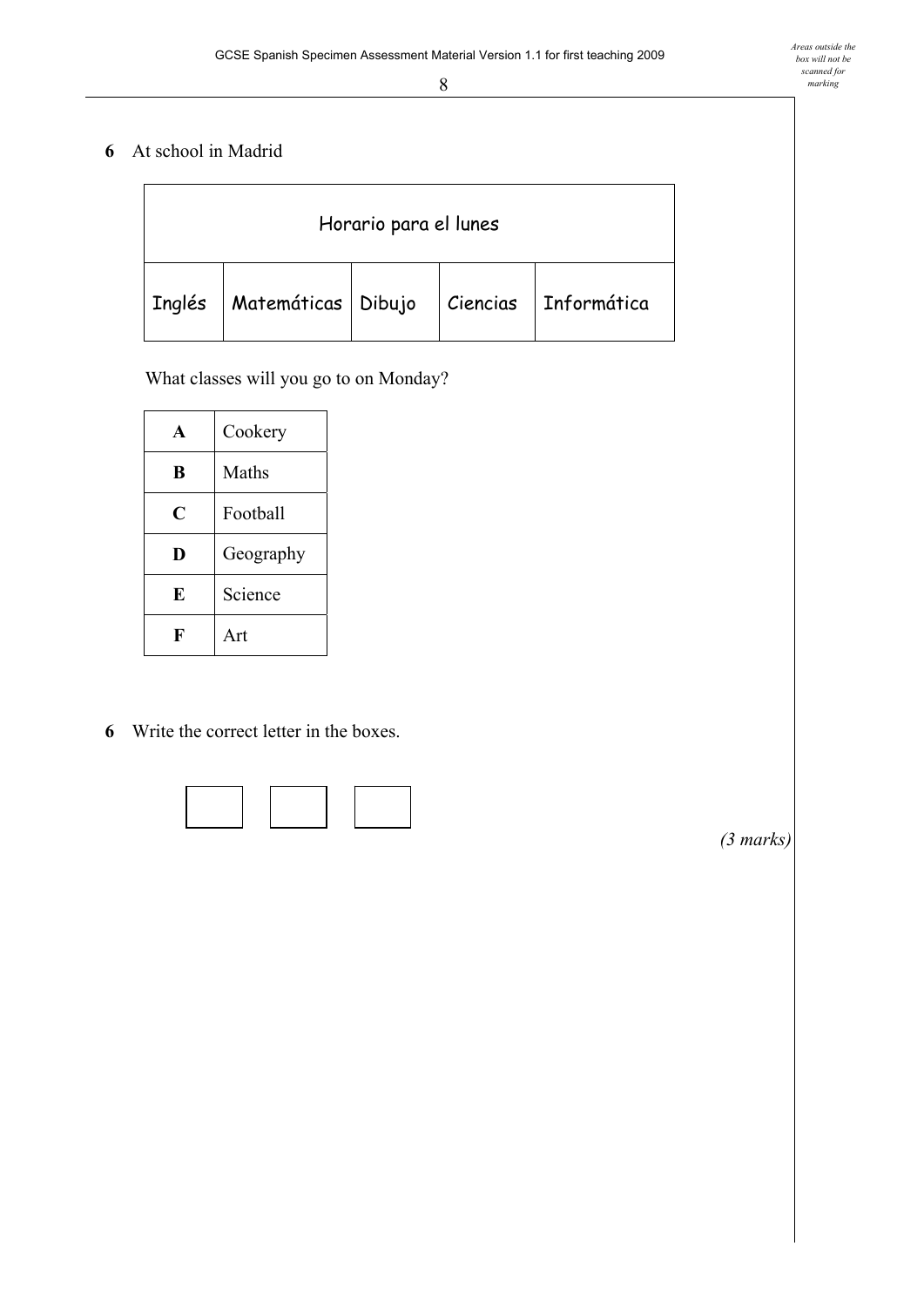**6** At school in Madrid

| Horario para el lunes | | | | |
|---|---|---|---|---|
| Inglés | Matemáticas | Dibujo | Ciencias | Informática |

What classes will you go to on Monday?

| | |
|---|---|
| **A** | Cookery |
| **B** | Maths |
| **C** | Football |
| **D** | Geography |
| **E** | Science |
| **F** | Art |

**6** Write the correct letter in the boxes.

☐ ☐ ☐

*(3 marks)*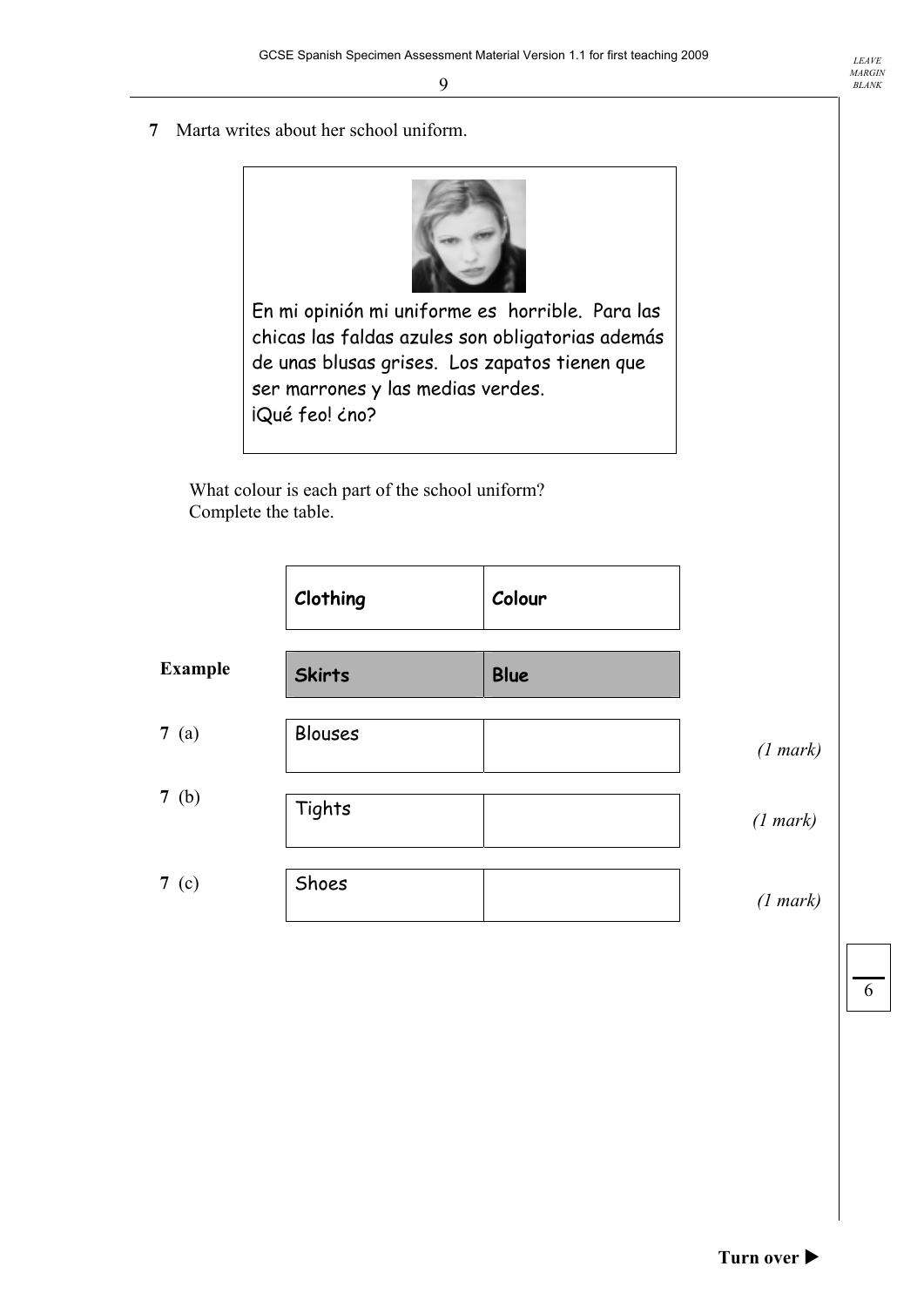**7** Marta writes about her school uniform.

> En mi opinión mi uniforme es horrible. Para las chicas las faldas azules son obligatorias además de unas blusas grises. Los zapatos tienen que ser marrones y las medias verdes.
> ¡Qué feo! ¿no?

What colour is each part of the school uniform?
Complete the table.

| | Clothing | Colour | |
|---|---|---|---|
| **Example** | **Skirts** | **Blue** | |
| **7** (a) | Blouses | | *(1 mark)* |
| **7** (b) | Tights | | *(1 mark)* |
| **7** (c) | Shoes | | *(1 mark)* |

6

**Turn over ▶**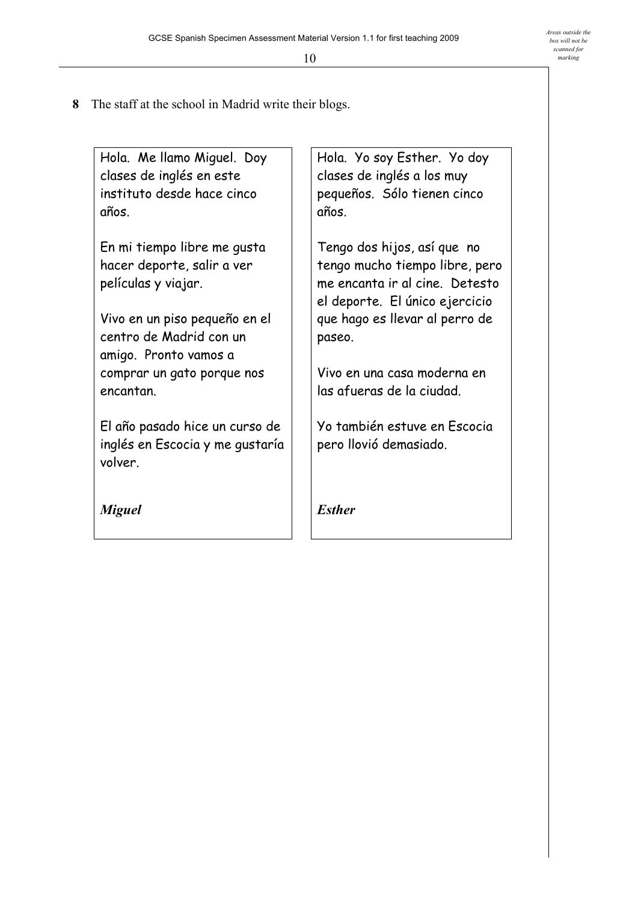**8** The staff at the school in Madrid write their blogs.

Hola. Me llamo Miguel. Doy clases de inglés en este instituto desde hace cinco años.

En mi tiempo libre me gusta hacer deporte, salir a ver películas y viajar.

Vivo en un piso pequeño en el centro de Madrid con un amigo. Pronto vamos a comprar un gato porque nos encantan.

El año pasado hice un curso de inglés en Escocia y me gustaría volver.

***Miguel***

Hola. Yo soy Esther. Yo doy clases de inglés a los muy pequeños. Sólo tienen cinco años.

Tengo dos hijos, así que no tengo mucho tiempo libre, pero me encanta ir al cine. Detesto el deporte. El único ejercicio que hago es llevar al perro de paseo.

Vivo en una casa moderna en las afueras de la ciudad.

Yo también estuve en Escocia pero llovió demasiado.

***Esther***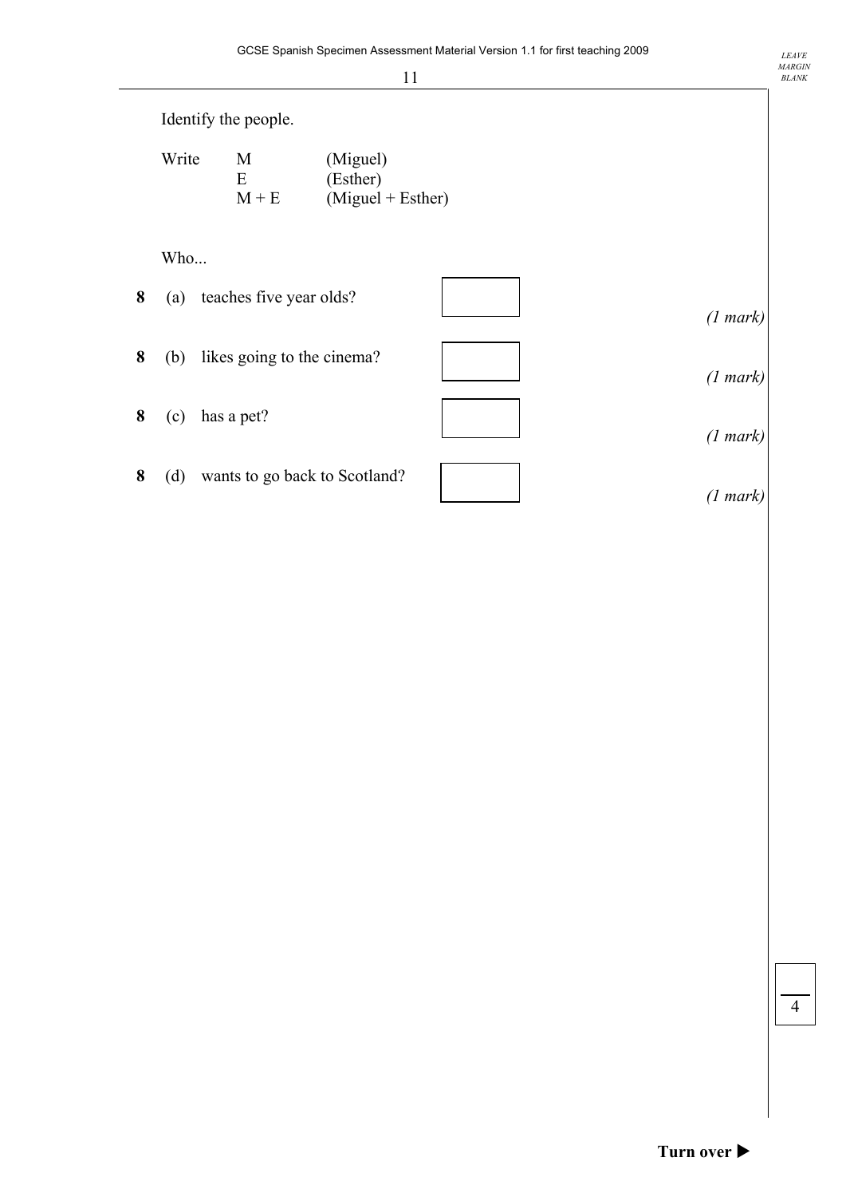Identify the people.

Write M (Miguel)
E (Esther)
M + E (Miguel + Esther)

Who...

**8** (a) teaches five year olds? ☐ *(1 mark)*

**8** (b) likes going to the cinema? ☐ *(1 mark)*

**8** (c) has a pet? ☐ *(1 mark)*

**8** (d) wants to go back to Scotland? ☐ *(1 mark)*

**Turn over ▶**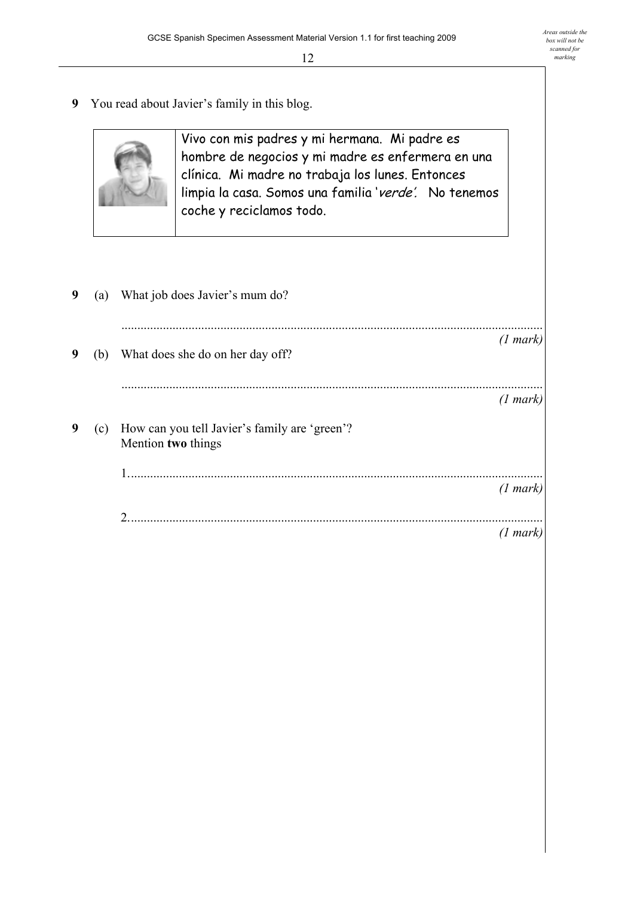**9** You read about Javier's family in this blog.

> Vivo con mis padres y mi hermana. Mi padre es hombre de negocios y mi madre es enfermera en una clínica. Mi madre no trabaja los lunes. Entonces limpia la casa. Somos una familia '*verde*'. No tenemos coche y reciclamos todo.

**9** (a) What job does Javier's mum do?

.................................................................................................................................

*(1 mark)*

**9** (b) What does she do on her day off?

.................................................................................................................................

*(1 mark)*

**9** (c) How can you tell Javier's family are 'green'?
Mention **two** things

1...............................................................................................................................

*(1 mark)*

2...............................................................................................................................

*(1 mark)*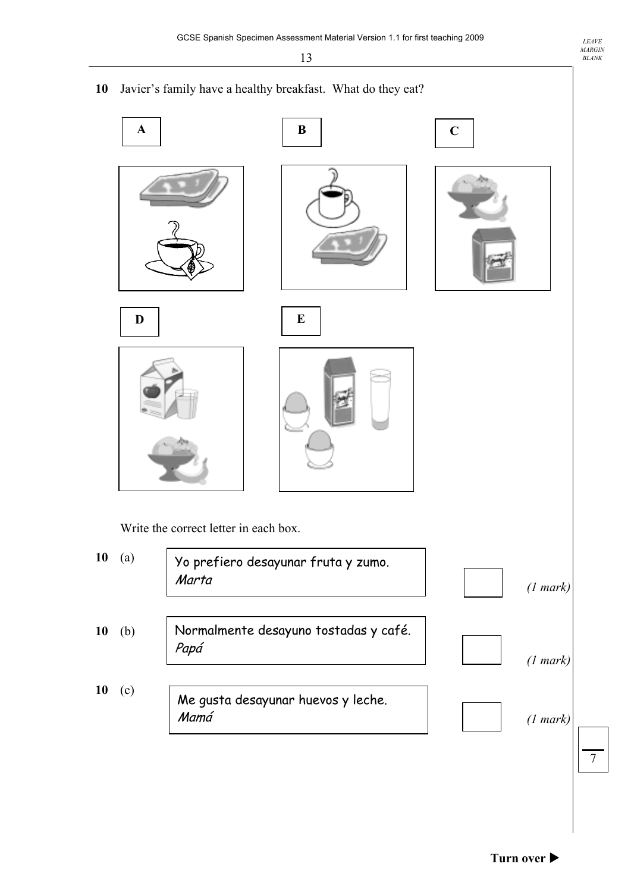**10** Javier's family have a healthy breakfast. What do they eat?

**A**

**B**

**C**

**D**

**E**

Write the correct letter in each box.

**10** (a)

| Yo prefiero desayunar fruta y zumo. *Marta* |
|---|

[ ] *(1 mark)*

**10** (b)

| Normalmente desayuno tostadas y café. *Papá* |
|---|

[ ] *(1 mark)*

**10** (c)

| Me gusta desayunar huevos y leche. *Mamá* |
|---|

[ ] *(1 mark)*

7

**Turn over ▶**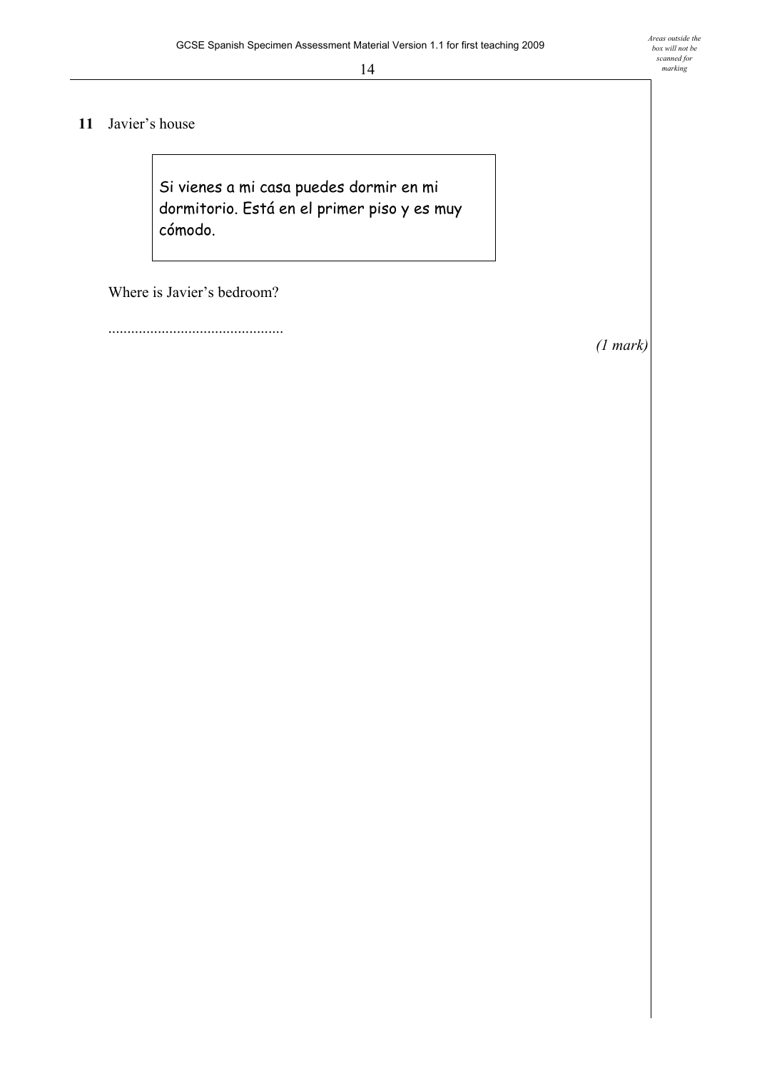**11** Javier's house

> Si vienes a mi casa puedes dormir en mi dormitorio. Está en el primer piso y es muy cómodo.

Where is Javier's bedroom?

.............................................

*(1 mark)*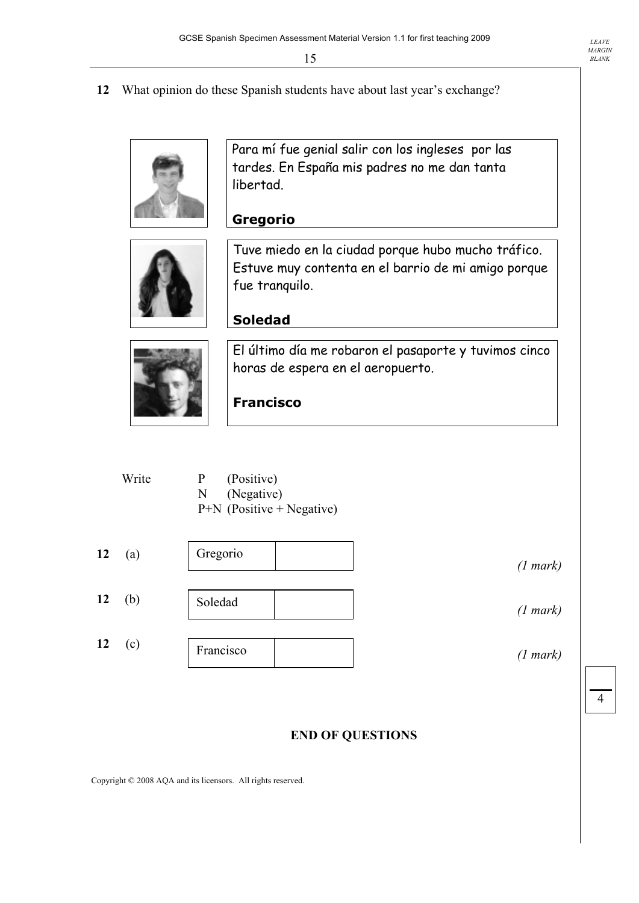**12** What opinion do these Spanish students have about last year's exchange?

Para mí fue genial salir con los ingleses por las tardes. En España mis padres no me dan tanta libertad.

**Gregorio**

Tuve miedo en la ciudad porque hubo mucho tráfico. Estuve muy contenta en el barrio de mi amigo porque fue tranquilo.

**Soledad**

El último día me robaron el pasaporte y tuvimos cinco horas de espera en el aeropuerto.

**Francisco**

Write P (Positive)
N (Negative)
P+N (Positive + Negative)

**12** (a)

| | |
|---|---|
| Gregorio | |

*(1 mark)*

**12** (b)

| | |
|---|---|
| Soledad | |

*(1 mark)*

**12** (c)

| | |
|---|---|
| Francisco | |

*(1 mark)*

4

**END OF QUESTIONS**

Copyright © 2008 AQA and its licensors. All rights reserved.